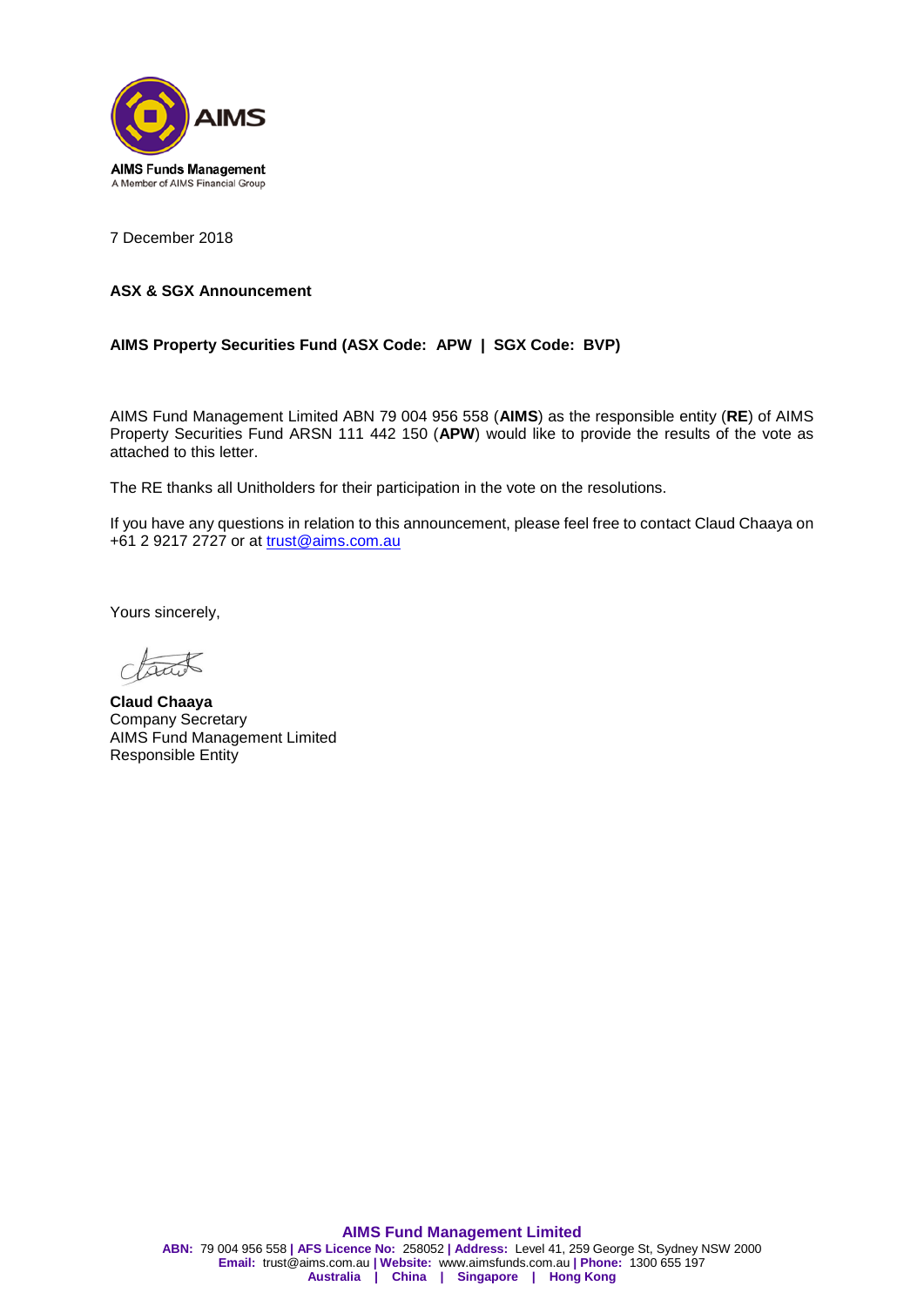AIMS

AIMS Funds Management
A Member of AIMS Financial Group

7 December 2018

**ASX & SGX Announcement**

**AIMS Property Securities Fund (ASX Code: APW | SGX Code: BVP)**

AIMS Fund Management Limited ABN 79 004 956 558 (**AIMS**) as the responsible entity (**RE**) of AIMS Property Securities Fund ARSN 111 442 150 (**APW**) would like to provide the results of the vote as attached to this letter.

The RE thanks all Unitholders for their participation in the vote on the resolutions.

If you have any questions in relation to this announcement, please feel free to contact Claud Chaaya on +61 2 9217 2727 or at trust@aims.com.au

Yours sincerely,

**Claud Chaaya**
Company Secretary
AIMS Fund Management Limited
Responsible Entity

**AIMS Fund Management Limited**
**ABN:** 79 004 956 558 | **AFS Licence No:** 258052 | **Address:** Level 41, 259 George St, Sydney NSW 2000
**Email:** trust@aims.com.au | **Website:** www.aimsfunds.com.au | **Phone:** 1300 655 197
**Australia | China | Singapore | Hong Kong**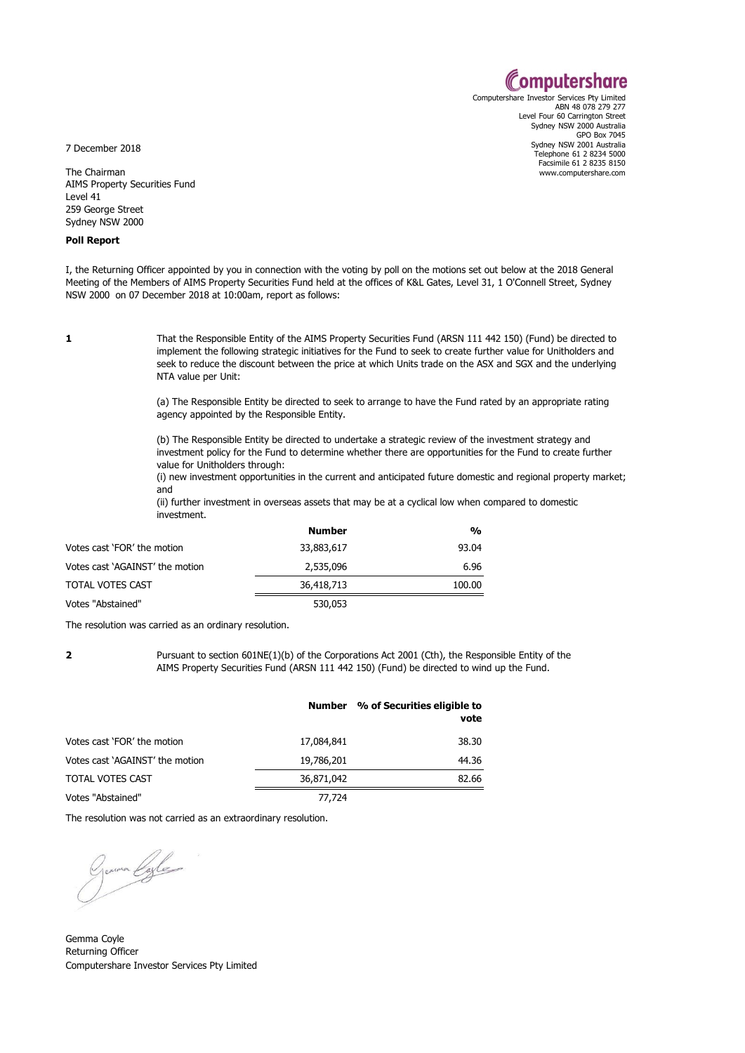**Computershare**

Computershare Investor Services Pty Limited
ABN 48 078 279 277
Level Four 60 Carrington Street
Sydney NSW 2000 Australia
GPO Box 7045
Sydney NSW 2001 Australia
Telephone 61 2 8234 5000
Facsimile 61 2 8235 8150
www.computershare.com

7 December 2018

The Chairman
AIMS Property Securities Fund
Level 41
259 George Street
Sydney NSW 2000

**Poll Report**

I, the Returning Officer appointed by you in connection with the voting by poll on the motions set out below at the 2018 General Meeting of the Members of AIMS Property Securities Fund held at the offices of K&L Gates, Level 31, 1 O'Connell Street, Sydney NSW 2000 on 07 December 2018 at 10:00am, report as follows:

**1** That the Responsible Entity of the AIMS Property Securities Fund (ARSN 111 442 150) (Fund) be directed to implement the following strategic initiatives for the Fund to seek to create further value for Unitholders and seek to reduce the discount between the price at which Units trade on the ASX and SGX and the underlying NTA value per Unit:

(a) The Responsible Entity be directed to seek to arrange to have the Fund rated by an appropriate rating agency appointed by the Responsible Entity.

(b) The Responsible Entity be directed to undertake a strategic review of the investment strategy and investment policy for the Fund to determine whether there are opportunities for the Fund to create further value for Unitholders through:
(i) new investment opportunities in the current and anticipated future domestic and regional property market; and
(ii) further investment in overseas assets that may be at a cyclical low when compared to domestic investment.

| | Number | % |
|---|---|---|
| Votes cast 'FOR' the motion | 33,883,617 | 93.04 |
| Votes cast 'AGAINST' the motion | 2,535,096 | 6.96 |
| TOTAL VOTES CAST | 36,418,713 | 100.00 |
| Votes "Abstained" | 530,053 | |

The resolution was carried as an ordinary resolution.

**2** Pursuant to section 601NE(1)(b) of the Corporations Act 2001 (Cth), the Responsible Entity of the AIMS Property Securities Fund (ARSN 111 442 150) (Fund) be directed to wind up the Fund.

| | Number | % of Securities eligible to vote |
|---|---|---|
| Votes cast 'FOR' the motion | 17,084,841 | 38.30 |
| Votes cast 'AGAINST' the motion | 19,786,201 | 44.36 |
| TOTAL VOTES CAST | 36,871,042 | 82.66 |
| Votes "Abstained" | 77,724 | |

The resolution was not carried as an extraordinary resolution.

Gemma Coyle
Returning Officer
Computershare Investor Services Pty Limited